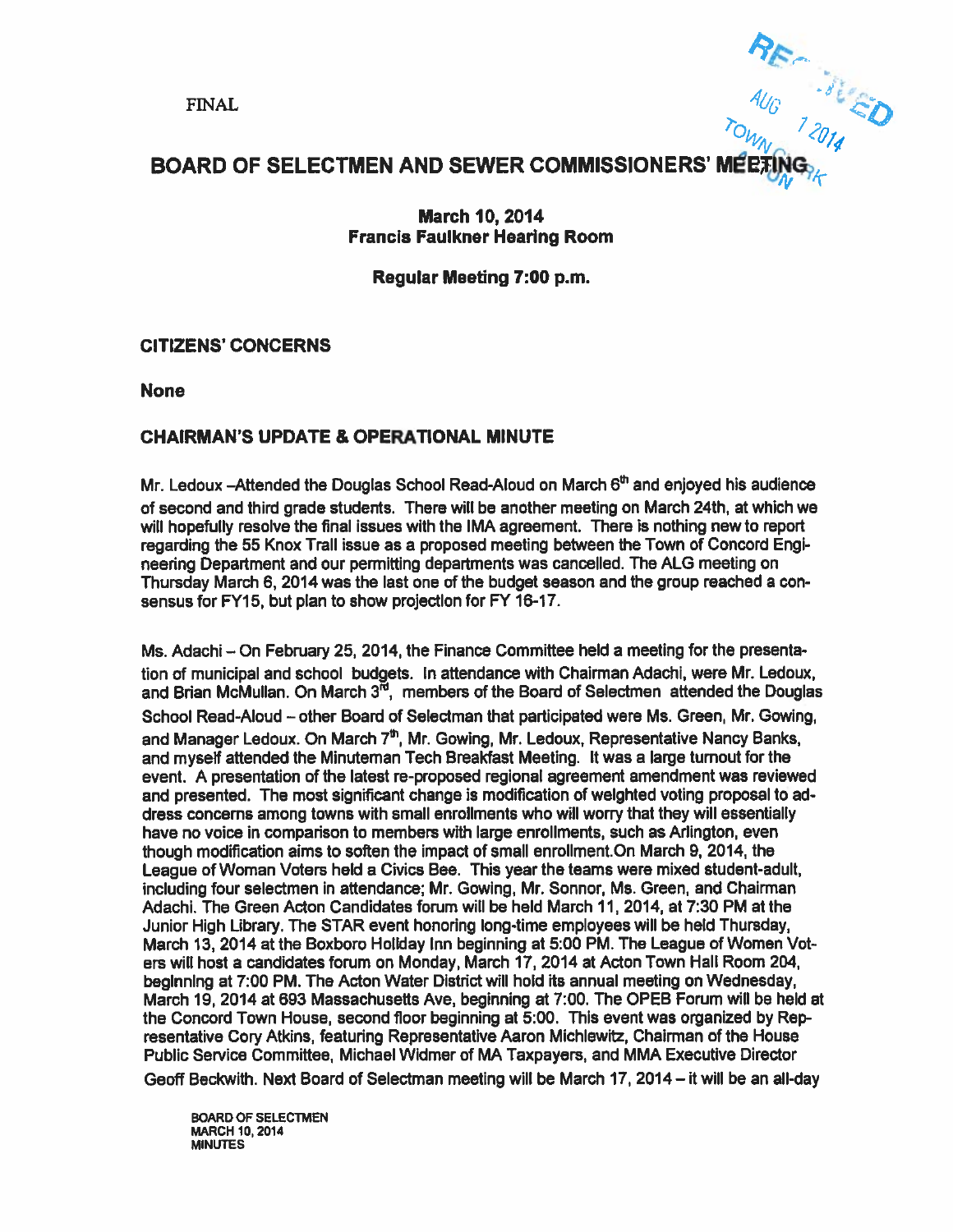FINAL

RECEIVED
AUG 1 2014
TOWN CLERK

# BOARD OF SELECTMEN AND SEWER COMMISSIONERS' MEETING

**March 10, 2014**
**Francis Faulkner Hearing Room**

**Regular Meeting 7:00 p.m.**

## CITIZENS' CONCERNS

**None**

## CHAIRMAN'S UPDATE & OPERATIONAL MINUTE

Mr. Ledoux –Attended the Douglas School Read-Aloud on March 6th and enjoyed his audience of second and third grade students. There will be another meeting on March 24th, at which we will hopefully resolve the final issues with the IMA agreement. There is nothing new to report regarding the 55 Knox Trail issue as a proposed meeting between the Town of Concord Engineering Department and our permitting departments was cancelled. The ALG meeting on Thursday March 6, 2014 was the last one of the budget season and the group reached a consensus for FY15, but plan to show projection for FY 16-17.

Ms. Adachi – On February 25, 2014, the Finance Committee held a meeting for the presentation of municipal and school budgets. In attendance with Chairman Adachi, were Mr. Ledoux, and Brian McMullan. On March 3rd, members of the Board of Selectmen attended the Douglas School Read-Aloud – other Board of Selectman that participated were Ms. Green, Mr. Gowing, and Manager Ledoux. On March 7th, Mr. Gowing, Mr. Ledoux, Representative Nancy Banks, and myself attended the Minuteman Tech Breakfast Meeting. It was a large turnout for the event. A presentation of the latest re-proposed regional agreement amendment was reviewed and presented. The most significant change is modification of weighted voting proposal to address concerns among towns with small enrollments who will worry that they will essentially have no voice in comparison to members with large enrollments, such as Arlington, even though modification aims to soften the impact of small enrollment.On March 9, 2014, the League of Woman Voters held a Civics Bee. This year the teams were mixed student-adult, including four selectmen in attendance; Mr. Gowing, Mr. Sonnor, Ms. Green, and Chairman Adachi. The Green Acton Candidates forum will be held March 11, 2014, at 7:30 PM at the Junior High Library. The STAR event honoring long-time employees will be held Thursday, March 13, 2014 at the Boxboro Holiday Inn beginning at 5:00 PM. The League of Women Voters will host a candidates forum on Monday, March 17, 2014 at Acton Town Hall Room 204, beginning at 7:00 PM. The Acton Water District will hold its annual meeting on Wednesday, March 19, 2014 at 693 Massachusetts Ave, beginning at 7:00. The OPEB Forum will be held at the Concord Town House, second floor beginning at 5:00. This event was organized by Representative Cory Atkins, featuring Representative Aaron Michlewitz, Chairman of the House Public Service Committee, Michael Widmer of MA Taxpayers, and MMA Executive Director Geoff Beckwith. Next Board of Selectman meeting will be March 17, 2014 – it will be an all-day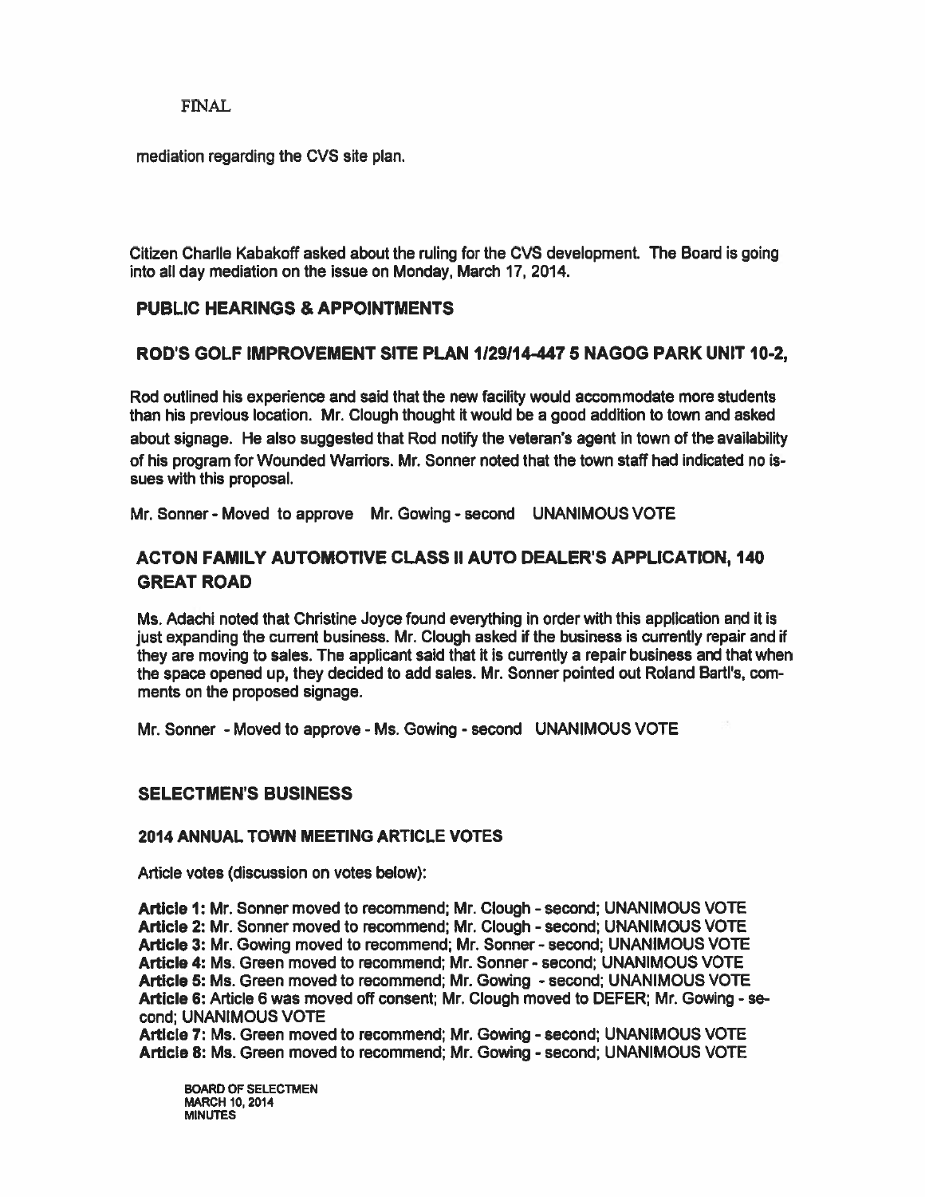FINAL

mediation regarding the CVS site plan.

Citizen Charlie Kabakoff asked about the ruling for the CVS development. The Board is going into all day mediation on the issue on Monday, March 17, 2014.

## PUBLIC HEARINGS & APPOINTMENTS

### ROD'S GOLF IMPROVEMENT SITE PLAN 1/29/14-447 5 NAGOG PARK UNIT 10-2,

Rod outlined his experience and said that the new facility would accommodate more students than his previous location. Mr. Clough thought it would be a good addition to town and asked about signage. He also suggested that Rod notify the veteran's agent in town of the availability of his program for Wounded Warriors. Mr. Sonner noted that the town staff had indicated no issues with this proposal.

Mr. Sonner - Moved to approve Mr. Gowing - second UNANIMOUS VOTE

### ACTON FAMILY AUTOMOTIVE CLASS II AUTO DEALER'S APPLICATION, 140 GREAT ROAD

Ms. Adachi noted that Christine Joyce found everything in order with this application and it is just expanding the current business. Mr. Clough asked if the business is currently repair and if they are moving to sales. The applicant said that it is currently a repair business and that when the space opened up, they decided to add sales. Mr. Sonner pointed out Roland Bartl's, comments on the proposed signage.

Mr. Sonner - Moved to approve - Ms. Gowing - second UNANIMOUS VOTE

## SELECTMEN'S BUSINESS

### 2014 ANNUAL TOWN MEETING ARTICLE VOTES

Article votes (discussion on votes below):

**Article 1:** Mr. Sonner moved to recommend; Mr. Clough - second; UNANIMOUS VOTE
**Article 2:** Mr. Sonner moved to recommend; Mr. Clough - second; UNANIMOUS VOTE
**Article 3:** Mr. Gowing moved to recommend; Mr. Sonner - second; UNANIMOUS VOTE
**Article 4:** Ms. Green moved to recommend; Mr. Sonner - second; UNANIMOUS VOTE
**Article 5:** Ms. Green moved to recommend; Mr. Gowing - second; UNANIMOUS VOTE
**Article 6:** Article 6 was moved off consent; Mr. Clough moved to DEFER; Mr. Gowing - second; UNANIMOUS VOTE
**Article 7:** Ms. Green moved to recommend; Mr. Gowing - second; UNANIMOUS VOTE
**Article 8:** Ms. Green moved to recommend; Mr. Gowing - second; UNANIMOUS VOTE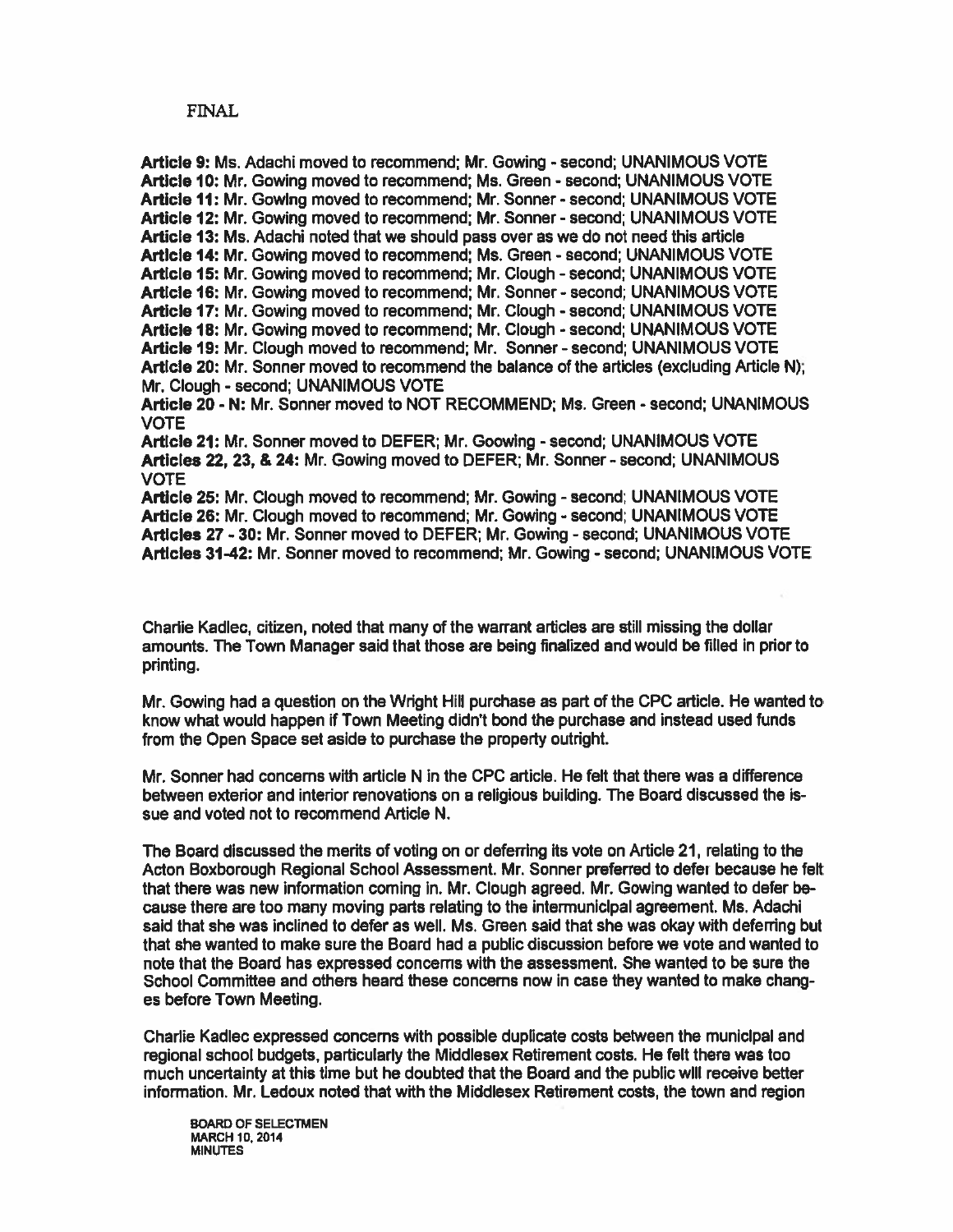FINAL

**Article 9:** Ms. Adachi moved to recommend; Mr. Gowing - second; UNANIMOUS VOTE
**Article 10:** Mr. Gowing moved to recommend; Ms. Green - second; UNANIMOUS VOTE
**Article 11:** Mr. Gowing moved to recommend; Mr. Sonner - second; UNANIMOUS VOTE
**Article 12:** Mr. Gowing moved to recommend; Mr. Sonner - second; UNANIMOUS VOTE
**Article 13:** Ms. Adachi noted that we should pass over as we do not need this article
**Article 14:** Mr. Gowing moved to recommend; Ms. Green - second; UNANIMOUS VOTE
**Article 15:** Mr. Gowing moved to recommend; Mr. Clough - second; UNANIMOUS VOTE
**Article 16:** Mr. Gowing moved to recommend; Mr. Sonner - second; UNANIMOUS VOTE
**Article 17:** Mr. Gowing moved to recommend; Mr. Clough - second; UNANIMOUS VOTE
**Article 18:** Mr. Gowing moved to recommend; Mr. Clough - second; UNANIMOUS VOTE
**Article 19:** Mr. Clough moved to recommend; Mr. Sonner - second; UNANIMOUS VOTE
**Article 20:** Mr. Sonner moved to recommend the balance of the articles (excluding Article N); Mr. Clough - second; UNANIMOUS VOTE
**Article 20 - N:** Mr. Sonner moved to NOT RECOMMEND; Ms. Green - second; UNANIMOUS VOTE
**Article 21:** Mr. Sonner moved to DEFER; Mr. Goowing - second; UNANIMOUS VOTE
**Articles 22, 23, & 24:** Mr. Gowing moved to DEFER; Mr. Sonner - second; UNANIMOUS VOTE
**Article 25:** Mr. Clough moved to recommend; Mr. Gowing - second; UNANIMOUS VOTE
**Article 26:** Mr. Clough moved to recommend; Mr. Gowing - second; UNANIMOUS VOTE
**Articles 27 - 30:** Mr. Sonner moved to DEFER; Mr. Gowing - second; UNANIMOUS VOTE
**Articles 31-42:** Mr. Sonner moved to recommend; Mr. Gowing - second; UNANIMOUS VOTE

Charlie Kadlec, citizen, noted that many of the warrant articles are still missing the dollar amounts. The Town Manager said that those are being finalized and would be filled in prior to printing.

Mr. Gowing had a question on the Wright Hill purchase as part of the CPC article. He wanted to know what would happen if Town Meeting didn't bond the purchase and instead used funds from the Open Space set aside to purchase the property outright.

Mr. Sonner had concerns with article N in the CPC article. He felt that there was a difference between exterior and interior renovations on a religious building. The Board discussed the issue and voted not to recommend Article N.

The Board discussed the merits of voting on or deferring its vote on Article 21, relating to the Acton Boxborough Regional School Assessment. Mr. Sonner preferred to defer because he felt that there was new information coming in. Mr. Clough agreed. Mr. Gowing wanted to defer because there are too many moving parts relating to the intermunicipal agreement. Ms. Adachi said that she was inclined to defer as well. Ms. Green said that she was okay with deferring but that she wanted to make sure the Board had a public discussion before we vote and wanted to note that the Board has expressed concerns with the assessment. She wanted to be sure the School Committee and others heard these concerns now in case they wanted to make changes before Town Meeting.

Charlie Kadlec expressed concerns with possible duplicate costs between the municipal and regional school budgets, particularly the Middlesex Retirement costs. He felt there was too much uncertainty at this time but he doubted that the Board and the public will receive better information. Mr. Ledoux noted that with the Middlesex Retirement costs, the town and region

BOARD OF SELECTMEN
MARCH 10, 2014
MINUTES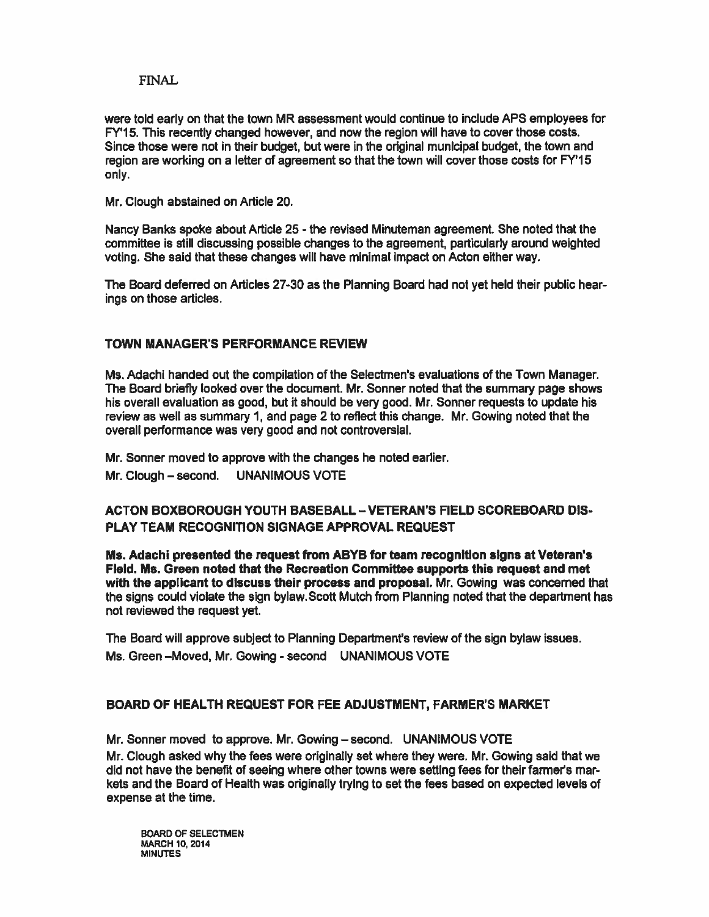FINAL

were told early on that the town MR assessment would continue to include APS employees for FY'15. This recently changed however, and now the region will have to cover those costs. Since those were not in their budget, but were in the original municipal budget, the town and region are working on a letter of agreement so that the town will cover those costs for FY'15 only.

Mr. Clough abstained on Article 20.

Nancy Banks spoke about Article 25 - the revised Minuteman agreement. She noted that the committee is still discussing possible changes to the agreement, particularly around weighted voting. She said that these changes will have minimal impact on Acton either way.

The Board deferred on Articles 27-30 as the Planning Board had not yet held their public hearings on those articles.

## TOWN MANAGER'S PERFORMANCE REVIEW

Ms. Adachi handed out the compilation of the Selectmen's evaluations of the Town Manager. The Board briefly looked over the document. Mr. Sonner noted that the summary page shows his overall evaluation as good, but it should be very good. Mr. Sonner requests to update his review as well as summary 1, and page 2 to reflect this change. Mr. Gowing noted that the overall performance was very good and not controversial.

Mr. Sonner moved to approve with the changes he noted earlier.

Mr. Clough – second. UNANIMOUS VOTE

## ACTON BOXBOROUGH YOUTH BASEBALL – VETERAN'S FIELD SCOREBOARD DISPLAY TEAM RECOGNITION SIGNAGE APPROVAL REQUEST

**Ms. Adachi presented the request from ABYB for team recognition signs at Veteran's Field. Ms. Green noted that the Recreation Committee supports this request and met with the applicant to discuss their process and proposal.** Mr. Gowing was concerned that the signs could violate the sign bylaw. Scott Mutch from Planning noted that the department has not reviewed the request yet.

The Board will approve subject to Planning Department's review of the sign bylaw issues.

Ms. Green –Moved, Mr. Gowing - second UNANIMOUS VOTE

## BOARD OF HEALTH REQUEST FOR FEE ADJUSTMENT, FARMER'S MARKET

Mr. Sonner moved to approve. Mr. Gowing – second. UNANIMOUS VOTE

Mr. Clough asked why the fees were originally set where they were. Mr. Gowing said that we did not have the benefit of seeing where other towns were setting fees for their farmer's markets and the Board of Health was originally trying to set the fees based on expected levels of expense at the time.

BOARD OF SELECTMEN
MARCH 10, 2014
MINUTES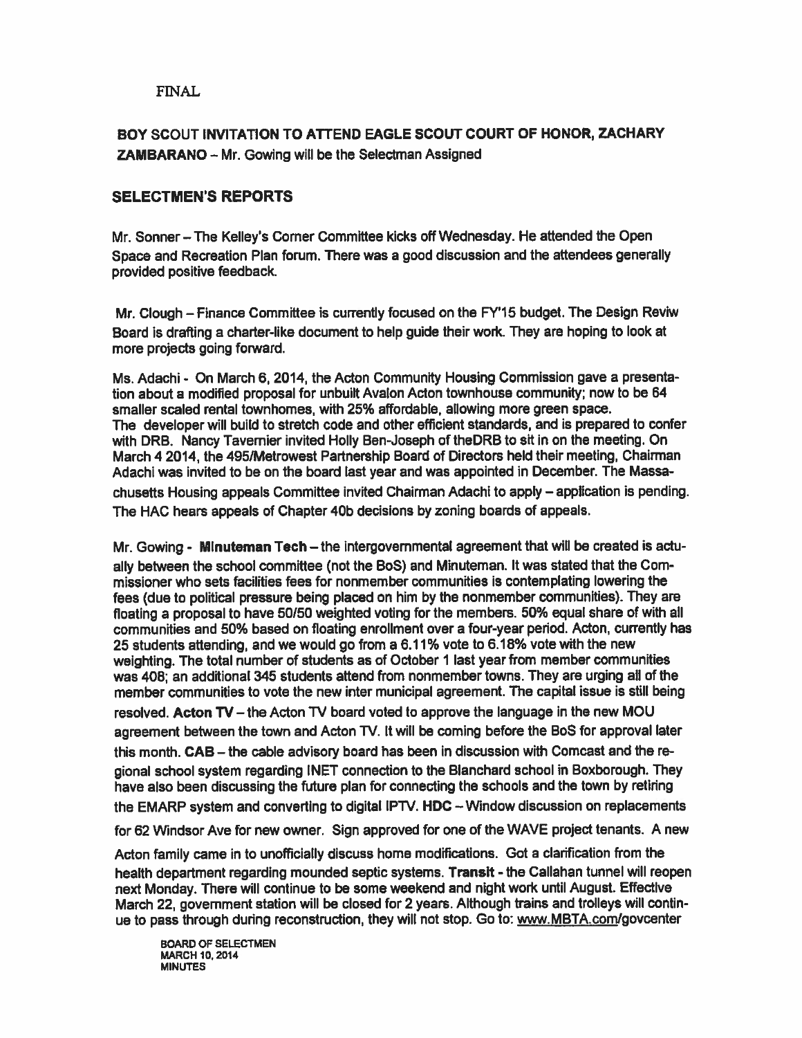FINAL

**BOY SCOUT INVITATION TO ATTEND EAGLE SCOUT COURT OF HONOR, ZACHARY ZAMBARANO** – Mr. Gowing will be the Selectman Assigned

## SELECTMEN'S REPORTS

Mr. Sonner – The Kelley's Corner Committee kicks off Wednesday. He attended the Open Space and Recreation Plan forum. There was a good discussion and the attendees generally provided positive feedback.

Mr. Clough – Finance Committee is currently focused on the FY'15 budget. The Design Reviw Board is drafting a charter-like document to help guide their work. They are hoping to look at more projects going forward.

Ms. Adachi - On March 6, 2014, the Acton Community Housing Commission gave a presentation about a modified proposal for unbuilt Avalon Acton townhouse community; now to be 64 smaller scaled rental townhomes, with 25% affordable, allowing more green space. The developer will build to stretch code and other efficient standards, and is prepared to confer with DRB. Nancy Tavernier invited Holly Ben-Joseph of theDRB to sit in on the meeting. On March 4 2014, the 495/Metrowest Partnership Board of Directors held their meeting, Chairman Adachi was invited to be on the board last year and was appointed in December. The Massachusetts Housing appeals Committee invited Chairman Adachi to apply – application is pending. The HAC hears appeals of Chapter 40b decisions by zoning boards of appeals.

Mr. Gowing - **Minuteman Tech** – the intergovernmental agreement that will be created is actually between the school committee (not the BoS) and Minuteman. It was stated that the Commissioner who sets facilities fees for nonmember communities is contemplating lowering the fees (due to political pressure being placed on him by the nonmember communities). They are floating a proposal to have 50/50 weighted voting for the members. 50% equal share of with all communities and 50% based on floating enrollment over a four-year period. Acton, currently has 25 students attending, and we would go from a 6.11% vote to 6.18% vote with the new weighting. The total number of students as of October 1 last year from member communities was 408; an additional 345 students attend from nonmember towns. They are urging all of the member communities to vote the new inter municipal agreement. The capital issue is still being resolved. **Acton TV** – the Acton TV board voted to approve the language in the new MOU agreement between the town and Acton TV. It will be coming before the BoS for approval later this month. **CAB** – the cable advisory board has been in discussion with Comcast and the regional school system regarding INET connection to the Blanchard school in Boxborough. They have also been discussing the future plan for connecting the schools and the town by retiring the EMARP system and converting to digital IPTV. **HDC** – Window discussion on replacements for 62 Windsor Ave for new owner. Sign approved for one of the WAVE project tenants. A new Acton family came in to unofficially discuss home modifications. Got a clarification from the health department regarding mounded septic systems. **Transit** - the Callahan tunnel will reopen next Monday. There will continue to be some weekend and night work until August. Effective March 22, government station will be closed for 2 years. Although trains and trolleys will continue to pass through during reconstruction, they will not stop. Go to: www.MBTA.com/govcenter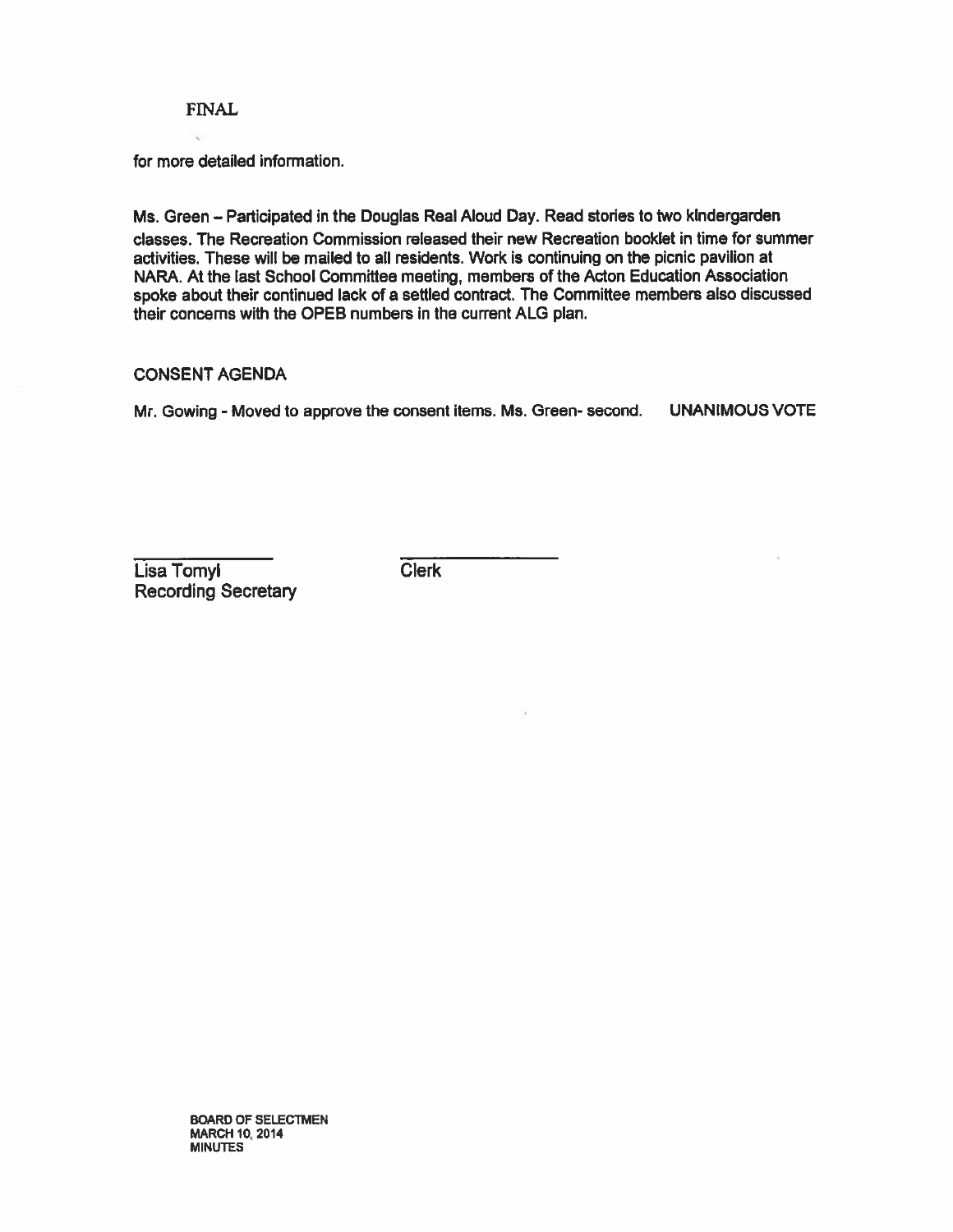FINAL

for more detailed information.

Ms. Green – Participated in the Douglas Real Aloud Day. Read stories to two kindergarden classes. The Recreation Commission released their new Recreation booklet in time for summer activities. These will be mailed to all residents. Work is continuing on the picnic pavilion at NARA. At the last School Committee meeting, members of the Acton Education Association spoke about their continued lack of a settled contract. The Committee members also discussed their concerns with the OPEB numbers in the current ALG plan.

CONSENT AGENDA

Mr. Gowing - Moved to approve the consent items. Ms. Green- second. UNANIMOUS VOTE

\_\_\_\_\_\_\_\_\_\_\_\_\_\_\_ \_\_\_\_\_\_\_\_\_\_\_\_\_\_\_
Lisa Tomyl Clerk
Recording Secretary

BOARD OF SELECTMEN
MARCH 10, 2014
MINUTES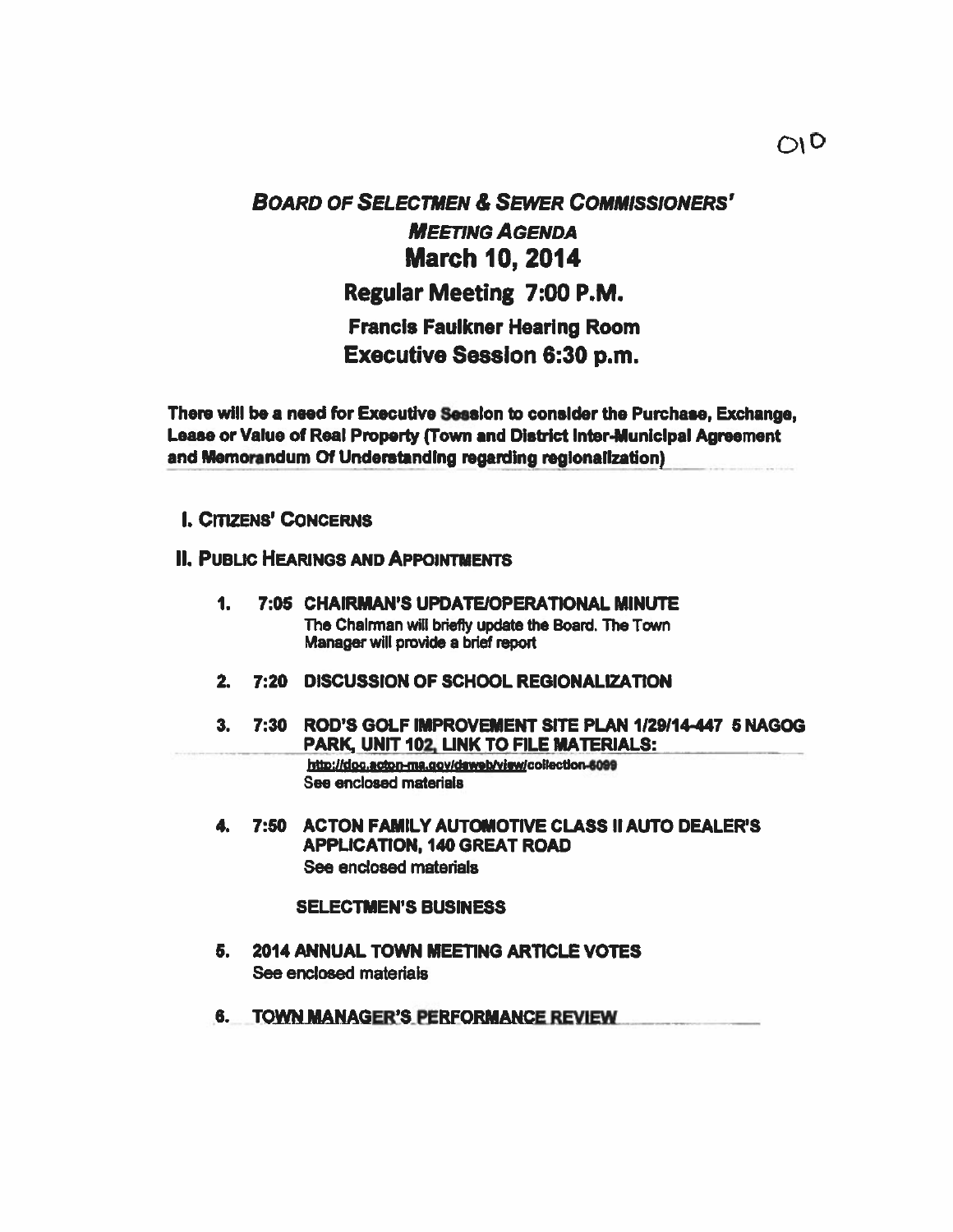010

# *BOARD OF SELECTMEN & SEWER COMMISSIONERS' MEETING AGENDA*

## March 10, 2014

### Regular Meeting 7:00 P.M.

### Francis Faulkner Hearing Room

### Executive Session 6:30 p.m.

**There will be a need for Executive Session to consider the Purchase, Exchange, Lease or Value of Real Property (Town and District Inter-Municipal Agreement and Memorandum Of Understanding regarding regionalization)**

**I. CITIZENS' CONCERNS**

**II. PUBLIC HEARINGS AND APPOINTMENTS**

1. **7:05 CHAIRMAN'S UPDATE/OPERATIONAL MINUTE**
   The Chairman will briefly update the Board. The Town Manager will provide a brief report

2. **7:20 DISCUSSION OF SCHOOL REGIONALIZATION**

3. **7:30 ROD'S GOLF IMPROVEMENT SITE PLAN 1/29/14-447 5 NAGOG PARK, UNIT 102, LINK TO FILE MATERIALS:**
   http://doc.acton-ma.gov/dsweb/view/collection-6099
   See enclosed materials

4. **7:50 ACTON FAMILY AUTOMOTIVE CLASS II AUTO DEALER'S APPLICATION, 140 GREAT ROAD**
   See enclosed materials

**SELECTMEN'S BUSINESS**

5. **2014 ANNUAL TOWN MEETING ARTICLE VOTES**
   See enclosed materials

6. **TOWN MANAGER'S PERFORMANCE REVIEW**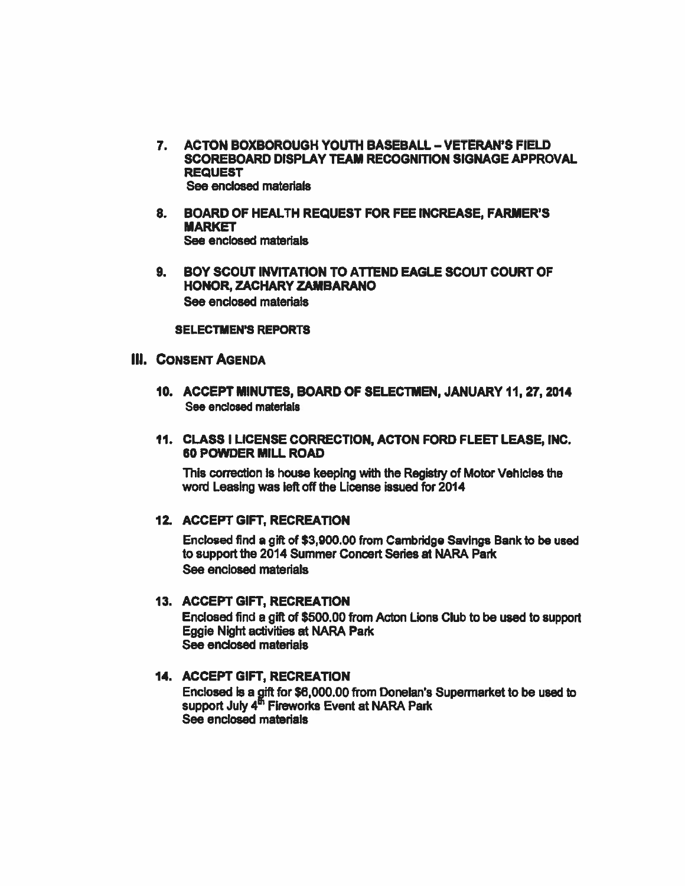7. **ACTON BOXBOROUGH YOUTH BASEBALL – VETERAN'S FIELD SCOREBOARD DISPLAY TEAM RECOGNITION SIGNAGE APPROVAL REQUEST**
   See enclosed materials

8. **BOARD OF HEALTH REQUEST FOR FEE INCREASE, FARMER'S MARKET**
   See enclosed materials

9. **BOY SCOUT INVITATION TO ATTEND EAGLE SCOUT COURT OF HONOR, ZACHARY ZAMBARANO**
   See enclosed materials

**SELECTMEN'S REPORTS**

## III. CONSENT AGENDA

10. **ACCEPT MINUTES, BOARD OF SELECTMEN, JANUARY 11, 27, 2014**
    See enclosed materials

11. **CLASS I LICENSE CORRECTION, ACTON FORD FLEET LEASE, INC. 60 POWDER MILL ROAD**

    This correction is house keeping with the Registry of Motor Vehicles the word Leasing was left off the License issued for 2014

12. **ACCEPT GIFT, RECREATION**

    Enclosed find a gift of $3,900.00 from Cambridge Savings Bank to be used to support the 2014 Summer Concert Series at NARA Park
    See enclosed materials

13. **ACCEPT GIFT, RECREATION**
    Enclosed find a gift of $500.00 from Acton Lions Club to be used to support Eggie Night activities at NARA Park
    See enclosed materials

14. **ACCEPT GIFT, RECREATION**
    Enclosed is a gift for $6,000.00 from Donelan's Supermarket to be used to support July 4th Fireworks Event at NARA Park
    See enclosed materials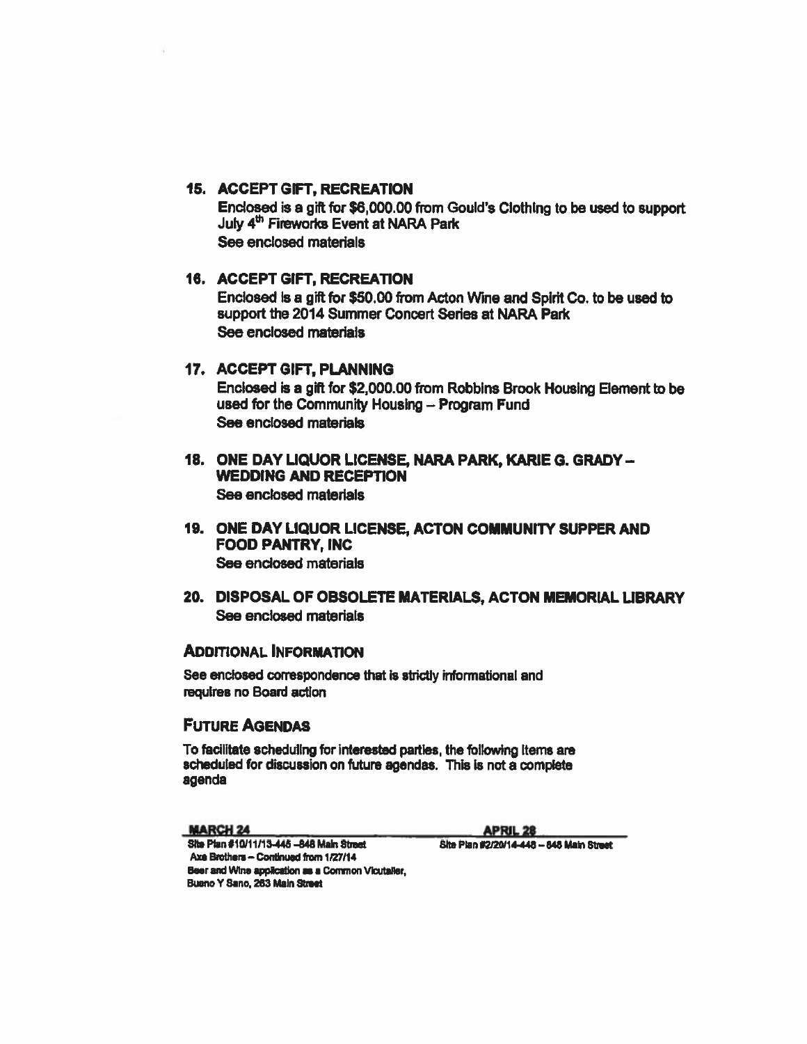15. **ACCEPT GIFT, RECREATION**

    Enclosed is a gift for $6,000.00 from Gould's Clothing to be used to support July 4th Fireworks Event at NARA Park

    See enclosed materials

16. **ACCEPT GIFT, RECREATION**

    Enclosed is a gift for $50.00 from Acton Wine and Spirit Co. to be used to support the 2014 Summer Concert Series at NARA Park

    See enclosed materials

17. **ACCEPT GIFT, PLANNING**

    Enclosed is a gift for $2,000.00 from Robbins Brook Housing Element to be used for the Community Housing – Program Fund

    See enclosed materials

18. **ONE DAY LIQUOR LICENSE, NARA PARK, KARIE G. GRADY – WEDDING AND RECEPTION**

    See enclosed materials

19. **ONE DAY LIQUOR LICENSE, ACTON COMMUNITY SUPPER AND FOOD PANTRY, INC**

    See enclosed materials

20. **DISPOSAL OF OBSOLETE MATERIALS, ACTON MEMORIAL LIBRARY**

    See enclosed materials

## ADDITIONAL INFORMATION

See enclosed correspondence that is strictly informational and requires no Board action

## FUTURE AGENDAS

To facilitate scheduling for interested parties, the following items are scheduled for discussion on future agendas. This is not a complete agenda

| MARCH 24 | APRIL 28 |
|---|---|
| Site Plan #10/11/13-445 –848 Main Street Axe Brothers – Continued from 1/27/14 | Site Plan #2/20/14-448 – 848 Main Street |
| Beer and Wine application as a Common Victualler, Bueno Y Sano, 263 Main Street | |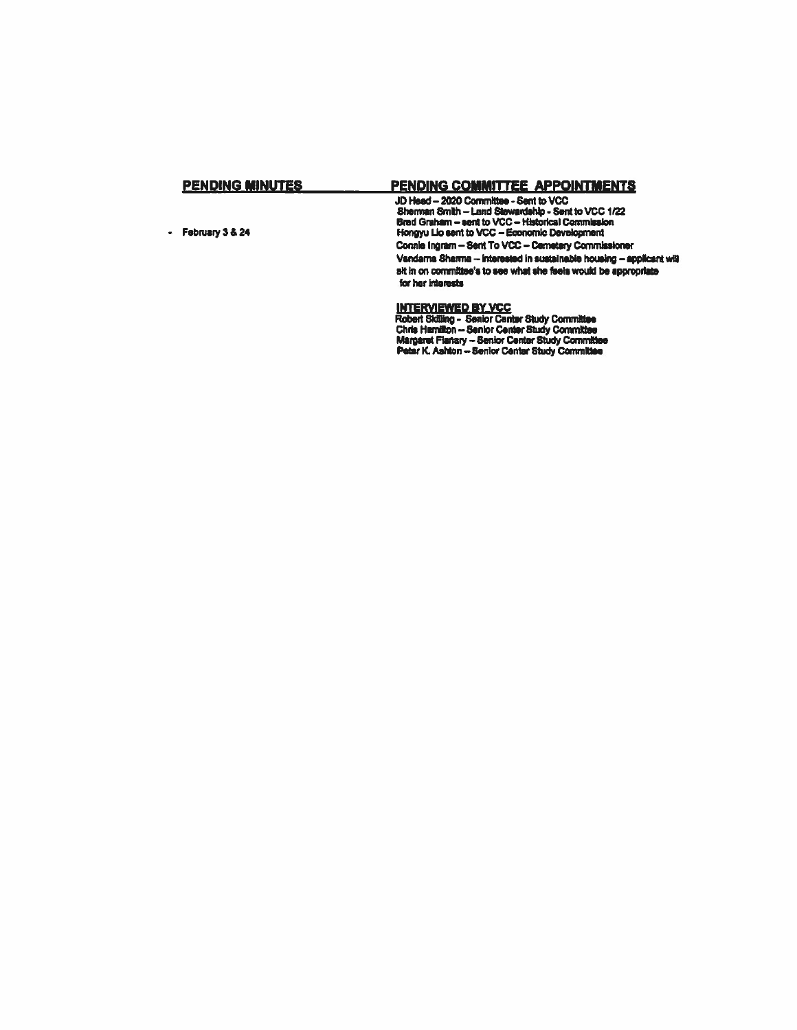## PENDING MINUTES

- February 3 & 24

## PENDING COMMITTEE APPOINTMENTS

JD Head – 2020 Committee - Sent to VCC
Sherman Smith – Land Stewardship - Sent to VCC 1/22
Brad Graham – sent to VCC – Historical Commission
Hongyu Lio sent to VCC – Economic Development
Connie Ingram – Sent To VCC – Cemetery Commissioner
Vandama Sharma – interested in sustainable housing – applicant will sit in on committee's to see what she feels would be appropriate for her interests

### INTERVIEWED BY VCC

Robert Skilling - Senior Center Study Committee
Chris Hamilton – Senior Center Study Committee
Margaret Flanary – Senior Center Study Committee
Peter K. Ashton – Senior Center Study Committee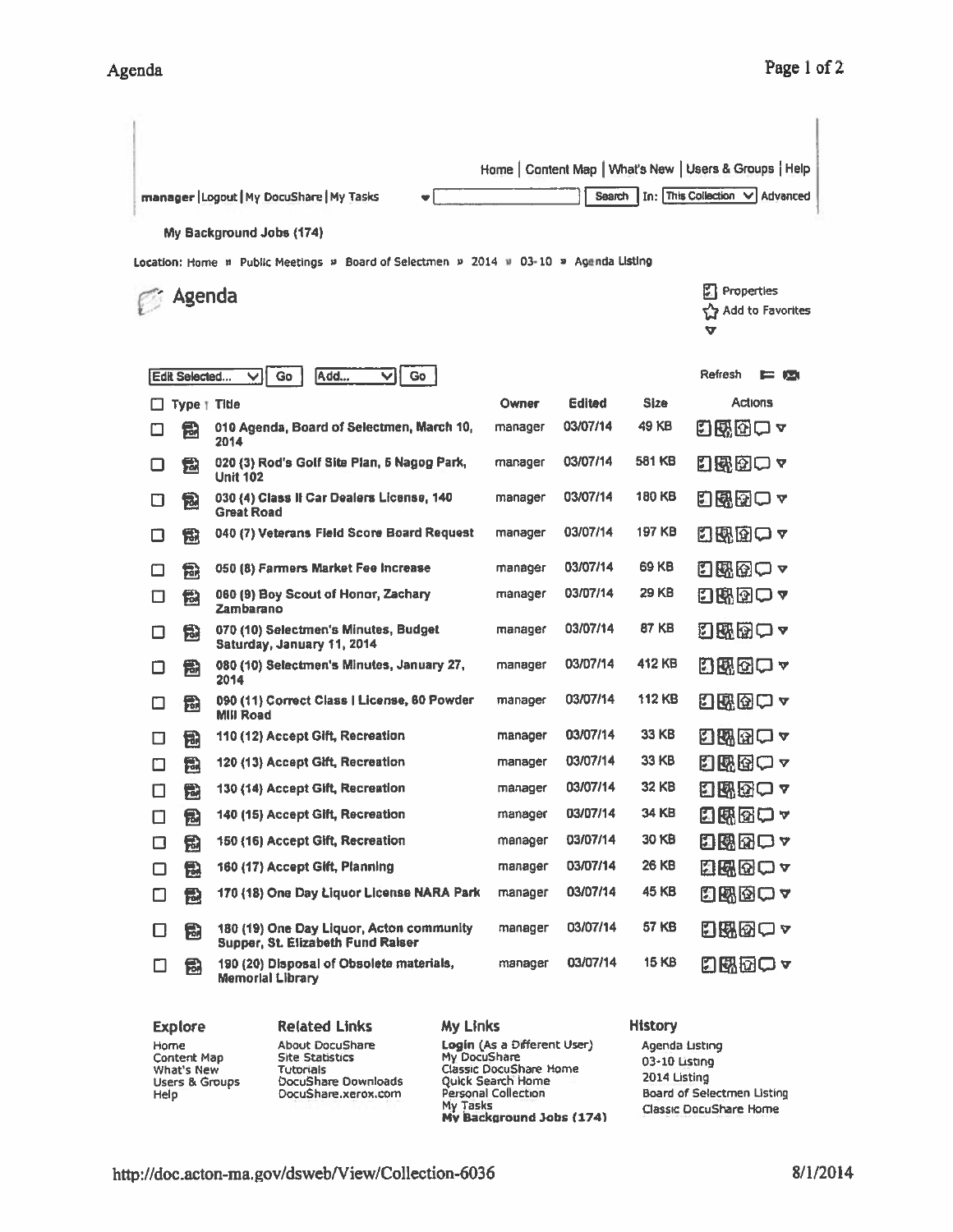Home | Content Map | What's New | Users & Groups | Help

**manager** | Logout | My DocuShare | My Tasks Search In: This Collection Advanced

My Background Jobs (174)

Location: Home » Public Meetings » Board of Selectmen » 2014 » 03-10 » Agenda Listing

# Agenda

Properties
Add to Favorites

Edit Selected... Go Add... Go Refresh

| Type | Title | Owner | Edited | Size | Actions |
|---|---|---|---|---|---|
| PDF | 010 Agenda, Board of Selectmen, March 10, 2014 | manager | 03/07/14 | 49 KB | |
| PDF | 020 (3) Rod's Golf Site Plan, 5 Nagog Park, Unit 102 | manager | 03/07/14 | 581 KB | |
| PDF | 030 (4) Class II Car Dealers License, 140 Great Road | manager | 03/07/14 | 180 KB | |
| PDF | 040 (7) Veterans Field Score Board Request | manager | 03/07/14 | 197 KB | |
| PDF | 050 (8) Farmers Market Fee Increase | manager | 03/07/14 | 69 KB | |
| PDF | 060 (9) Boy Scout of Honor, Zachary Zambarano | manager | 03/07/14 | 29 KB | |
| PDF | 070 (10) Selectmen's Minutes, Budget Saturday, January 11, 2014 | manager | 03/07/14 | 87 KB | |
| PDF | 080 (10) Selectmen's Minutes, January 27, 2014 | manager | 03/07/14 | 412 KB | |
| PDF | 090 (11) Correct Class I License, 60 Powder Mill Road | manager | 03/07/14 | 112 KB | |
| PDF | 110 (12) Accept Gift, Recreation | manager | 03/07/14 | 33 KB | |
| PDF | 120 (13) Accept Gift, Recreation | manager | 03/07/14 | 33 KB | |
| PDF | 130 (14) Accept Gift, Recreation | manager | 03/07/14 | 32 KB | |
| PDF | 140 (15) Accept Gift, Recreation | manager | 03/07/14 | 34 KB | |
| PDF | 150 (16) Accept Gift, Recreation | manager | 03/07/14 | 30 KB | |
| PDF | 160 (17) Accept Gift, Planning | manager | 03/07/14 | 26 KB | |
| PDF | 170 (18) One Day Liquor License NARA Park | manager | 03/07/14 | 45 KB | |
| PDF | 180 (19) One Day Liquor, Acton community Supper, St. Elizabeth Fund Raiser | manager | 03/07/14 | 57 KB | |
| PDF | 190 (20) Disposal of Obsolete materials, Memorial Library | manager | 03/07/14 | 15 KB | |

**Explore**

- Home
- Content Map
- What's New
- Users & Groups
- Help

**Related Links**

- About DocuShare
- Site Statistics
- Tutorials
- DocuShare Downloads
- DocuShare.xerox.com

**My Links**

- **Login** (As a Different User)
- My DocuShare
- Classic DocuShare Home
- Quick Search Home
- Personal Collection
- My Tasks
- **My Background Jobs (174)**

**History**

- Agenda Listing
- 03-10 Listing
- 2014 Listing
- Board of Selectmen Listing
- Classic DocuShare Home